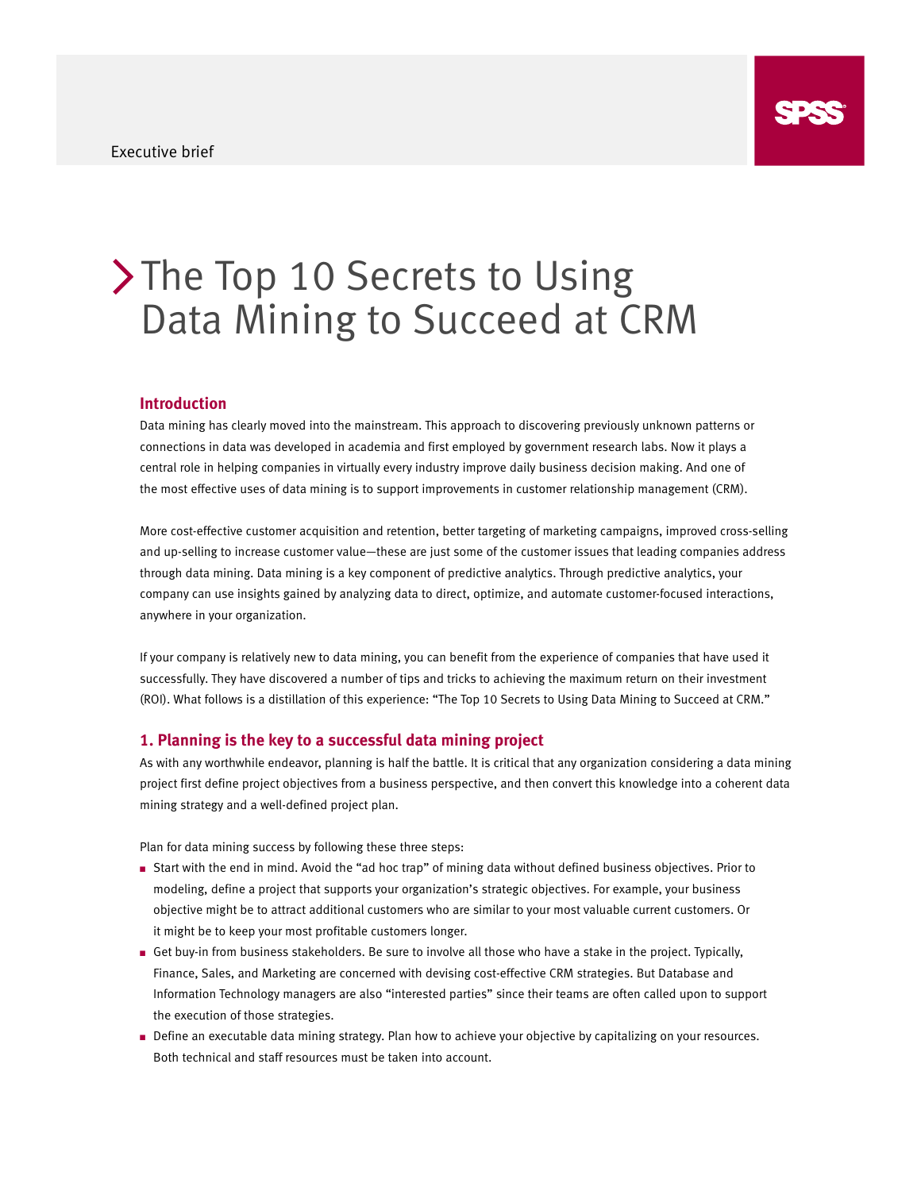Executive brief

# The Top 10 Secrets to Using Data Mining to Succeed at CRM

## Introduction

Data mining has clearly moved into the mainstream. This approach to discovering previously unknown patterns or connections in data was developed in academia and first employed by government research labs. Now it plays a central role in helping companies in virtually every industry improve daily business decision making. And one of the most effective uses of data mining is to support improvements in customer relationship management (CRM).

More cost-effective customer acquisition and retention, better targeting of marketing campaigns, improved cross-selling and up-selling to increase customer value—these are just some of the customer issues that leading companies address through data mining. Data mining is a key component of predictive analytics. Through predictive analytics, your company can use insights gained by analyzing data to direct, optimize, and automate customer-focused interactions, anywhere in your organization.

If your company is relatively new to data mining, you can benefit from the experience of companies that have used it successfully. They have discovered a number of tips and tricks to achieving the maximum return on their investment (ROI). What follows is a distillation of this experience: "The Top 10 Secrets to Using Data Mining to Succeed at CRM."

## 1. Planning is the key to a successful data mining project

As with any worthwhile endeavor, planning is half the battle. It is critical that any organization considering a data mining project first define project objectives from a business perspective, and then convert this knowledge into a coherent data mining strategy and a well-defined project plan.

Plan for data mining success by following these three steps:

- Start with the end in mind. Avoid the "ad hoc trap" of mining data without defined business objectives. Prior to modeling, define a project that supports your organization's strategic objectives. For example, your business objective might be to attract additional customers who are similar to your most valuable current customers. Or it might be to keep your most profitable customers longer.
- Get buy-in from business stakeholders. Be sure to involve all those who have a stake in the project. Typically, Finance, Sales, and Marketing are concerned with devising cost-effective CRM strategies. But Database and Information Technology managers are also "interested parties" since their teams are often called upon to support the execution of those strategies.
- Define an executable data mining strategy. Plan how to achieve your objective by capitalizing on your resources. Both technical and staff resources must be taken into account.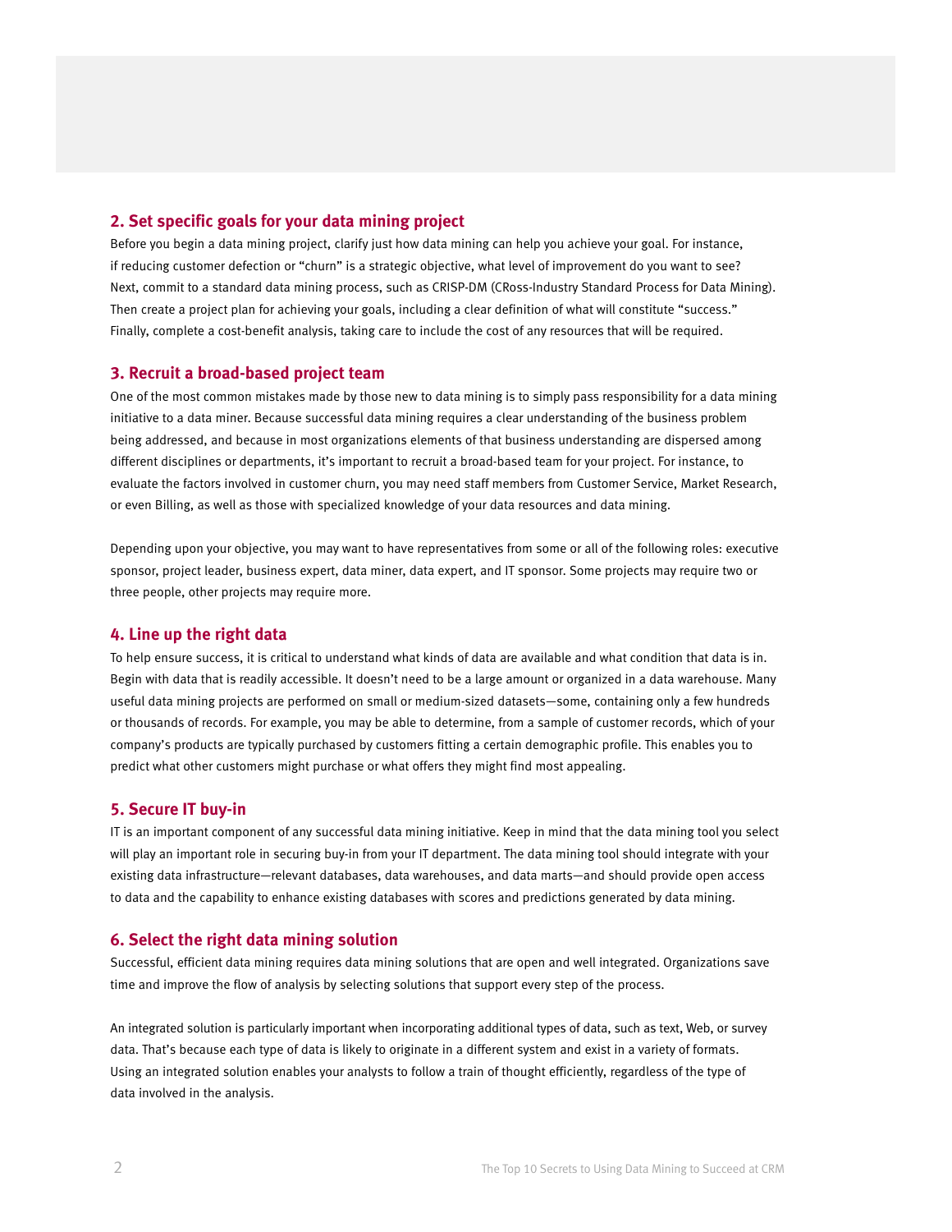## 2. Set specific goals for your data mining project

Before you begin a data mining project, clarify just how data mining can help you achieve your goal. For instance, if reducing customer defection or "churn" is a strategic objective, what level of improvement do you want to see? Next, commit to a standard data mining process, such as CRISP-DM (CRoss-Industry Standard Process for Data Mining). Then create a project plan for achieving your goals, including a clear definition of what will constitute "success." Finally, complete a cost-benefit analysis, taking care to include the cost of any resources that will be required.

## 3. Recruit a broad-based project team

One of the most common mistakes made by those new to data mining is to simply pass responsibility for a data mining initiative to a data miner. Because successful data mining requires a clear understanding of the business problem being addressed, and because in most organizations elements of that business understanding are dispersed among different disciplines or departments, it's important to recruit a broad-based team for your project. For instance, to evaluate the factors involved in customer churn, you may need staff members from Customer Service, Market Research, or even Billing, as well as those with specialized knowledge of your data resources and data mining.

Depending upon your objective, you may want to have representatives from some or all of the following roles: executive sponsor, project leader, business expert, data miner, data expert, and IT sponsor. Some projects may require two or three people, other projects may require more.

## 4. Line up the right data

To help ensure success, it is critical to understand what kinds of data are available and what condition that data is in. Begin with data that is readily accessible. It doesn't need to be a large amount or organized in a data warehouse. Many useful data mining projects are performed on small or medium-sized datasets—some, containing only a few hundreds or thousands of records. For example, you may be able to determine, from a sample of customer records, which of your company's products are typically purchased by customers fitting a certain demographic profile. This enables you to predict what other customers might purchase or what offers they might find most appealing.

## 5. Secure IT buy-in

IT is an important component of any successful data mining initiative. Keep in mind that the data mining tool you select will play an important role in securing buy-in from your IT department. The data mining tool should integrate with your existing data infrastructure—relevant databases, data warehouses, and data marts—and should provide open access to data and the capability to enhance existing databases with scores and predictions generated by data mining.

## 6. Select the right data mining solution

Successful, efficient data mining requires data mining solutions that are open and well integrated. Organizations save time and improve the flow of analysis by selecting solutions that support every step of the process.

An integrated solution is particularly important when incorporating additional types of data, such as text, Web, or survey data. That's because each type of data is likely to originate in a different system and exist in a variety of formats. Using an integrated solution enables your analysts to follow a train of thought efficiently, regardless of the type of data involved in the analysis.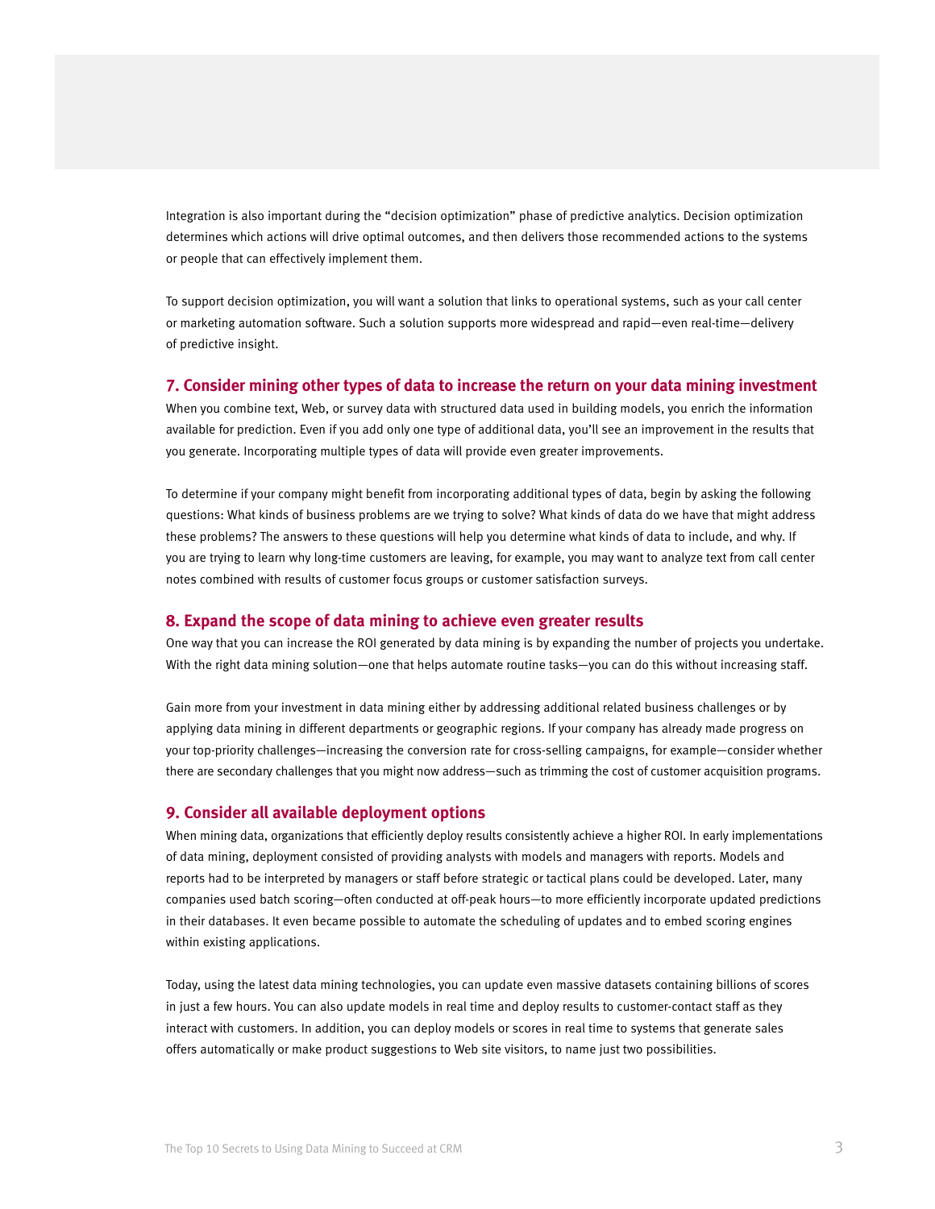Integration is also important during the "decision optimization" phase of predictive analytics. Decision optimization determines which actions will drive optimal outcomes, and then delivers those recommended actions to the systems or people that can effectively implement them.

To support decision optimization, you will want a solution that links to operational systems, such as your call center or marketing automation software. Such a solution supports more widespread and rapid—even real-time—delivery of predictive insight.

## 7. Consider mining other types of data to increase the return on your data mining investment

When you combine text, Web, or survey data with structured data used in building models, you enrich the information available for prediction. Even if you add only one type of additional data, you'll see an improvement in the results that you generate. Incorporating multiple types of data will provide even greater improvements.

To determine if your company might benefit from incorporating additional types of data, begin by asking the following questions: What kinds of business problems are we trying to solve? What kinds of data do we have that might address these problems? The answers to these questions will help you determine what kinds of data to include, and why. If you are trying to learn why long-time customers are leaving, for example, you may want to analyze text from call center notes combined with results of customer focus groups or customer satisfaction surveys.

## 8. Expand the scope of data mining to achieve even greater results

One way that you can increase the ROI generated by data mining is by expanding the number of projects you undertake. With the right data mining solution—one that helps automate routine tasks—you can do this without increasing staff.

Gain more from your investment in data mining either by addressing additional related business challenges or by applying data mining in different departments or geographic regions. If your company has already made progress on your top-priority challenges—increasing the conversion rate for cross-selling campaigns, for example—consider whether there are secondary challenges that you might now address—such as trimming the cost of customer acquisition programs.

## 9. Consider all available deployment options

When mining data, organizations that efficiently deploy results consistently achieve a higher ROI. In early implementations of data mining, deployment consisted of providing analysts with models and managers with reports. Models and reports had to be interpreted by managers or staff before strategic or tactical plans could be developed. Later, many companies used batch scoring—often conducted at off-peak hours—to more efficiently incorporate updated predictions in their databases. It even became possible to automate the scheduling of updates and to embed scoring engines within existing applications.

Today, using the latest data mining technologies, you can update even massive datasets containing billions of scores in just a few hours. You can also update models in real time and deploy results to customer-contact staff as they interact with customers. In addition, you can deploy models or scores in real time to systems that generate sales offers automatically or make product suggestions to Web site visitors, to name just two possibilities.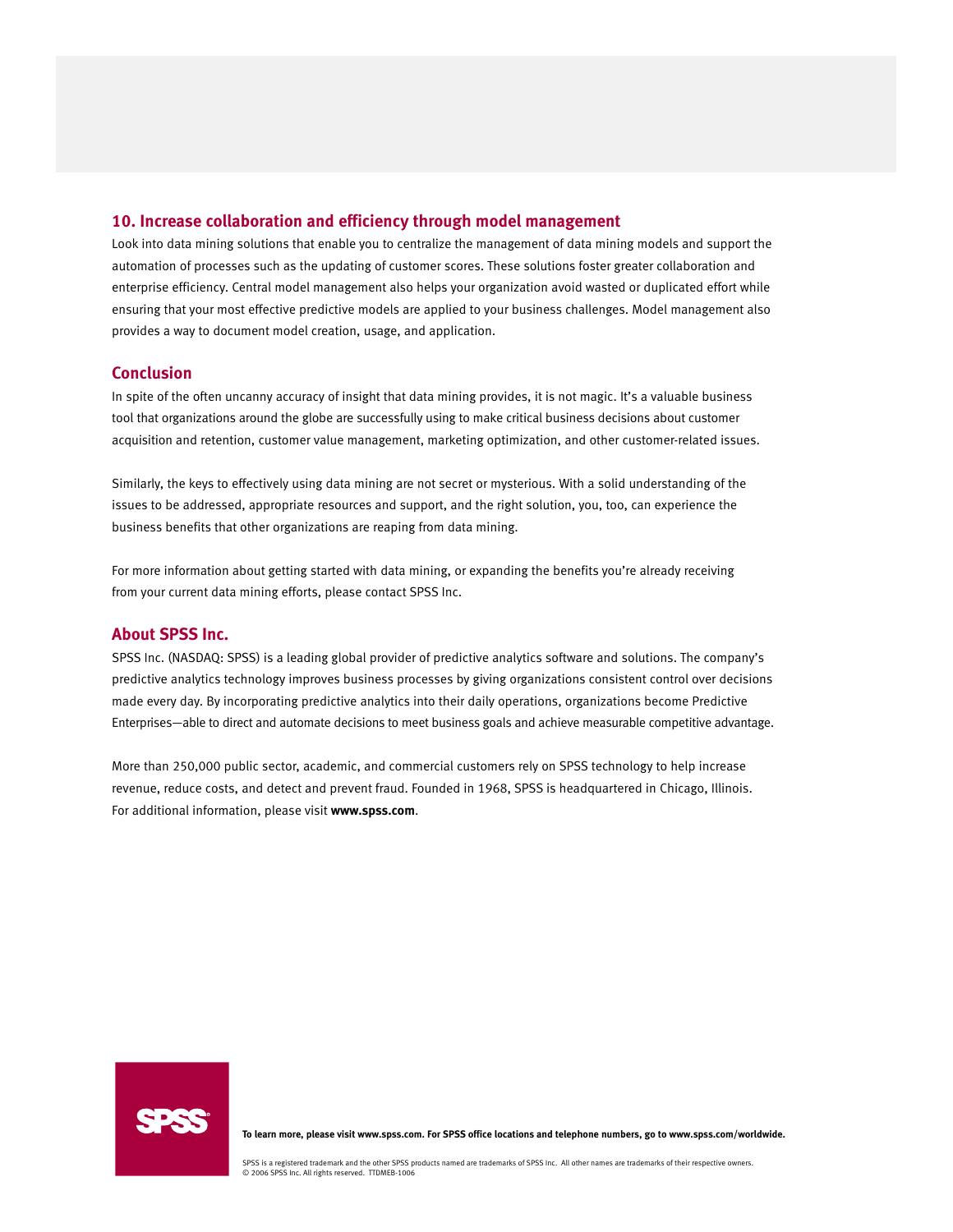## 10. Increase collaboration and efficiency through model management

Look into data mining solutions that enable you to centralize the management of data mining models and support the automation of processes such as the updating of customer scores. These solutions foster greater collaboration and enterprise efficiency. Central model management also helps your organization avoid wasted or duplicated effort while ensuring that your most effective predictive models are applied to your business challenges. Model management also provides a way to document model creation, usage, and application.

## Conclusion

In spite of the often uncanny accuracy of insight that data mining provides, it is not magic. It's a valuable business tool that organizations around the globe are successfully using to make critical business decisions about customer acquisition and retention, customer value management, marketing optimization, and other customer-related issues.

Similarly, the keys to effectively using data mining are not secret or mysterious. With a solid understanding of the issues to be addressed, appropriate resources and support, and the right solution, you, too, can experience the business benefits that other organizations are reaping from data mining.

For more information about getting started with data mining, or expanding the benefits you're already receiving from your current data mining efforts, please contact SPSS Inc.

## About SPSS Inc.

SPSS Inc. (NASDAQ: SPSS) is a leading global provider of predictive analytics software and solutions. The company's predictive analytics technology improves business processes by giving organizations consistent control over decisions made every day. By incorporating predictive analytics into their daily operations, organizations become Predictive Enterprises—able to direct and automate decisions to meet business goals and achieve measurable competitive advantage.

More than 250,000 public sector, academic, and commercial customers rely on SPSS technology to help increase revenue, reduce costs, and detect and prevent fraud. Founded in 1968, SPSS is headquartered in Chicago, Illinois. For additional information, please visit **www.spss.com**.

SPSS®

**To learn more, please visit www.spss.com. For SPSS office locations and telephone numbers, go to www.spss.com/worldwide.**

SPSS is a registered trademark and the other SPSS products named are trademarks of SPSS Inc. All other names are trademarks of their respective owners.
© 2006 SPSS Inc. All rights reserved. TTDMEB-1006